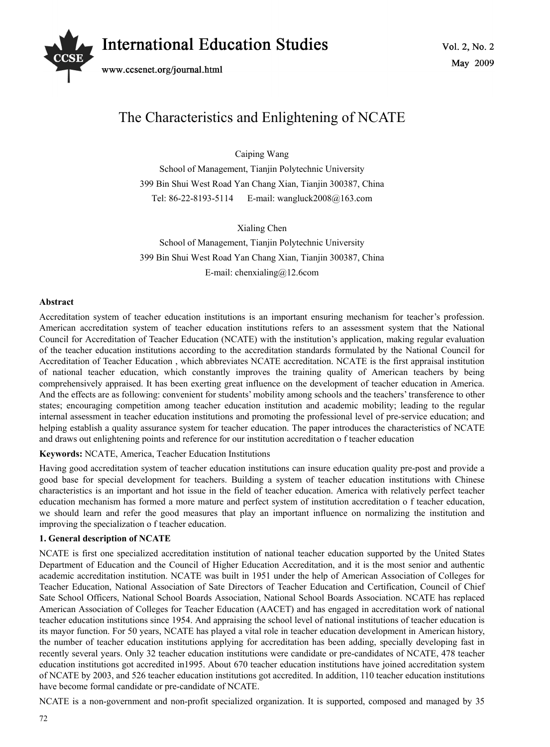// The Characteristics and Enlightening of NCATE

Caiping Wang

School of Management, Tianjin Polytechnic University

399 Bin Shui West Road Yan Chang Xian, Tianjin 300387, China

Tel: 86-22-8193-5114 E-mail: wangluck2008@163.com

Xialing Chen

School of Management, Tianjin Polytechnic University

399 Bin Shui West Road Yan Chang Xian, Tianjin 300387, China

E-mail: chenxialing@12.6com

**Abstract**

Accreditation system of teacher education institutions is an important ensuring mechanism for teacher's profession. American accreditation system of teacher education institutions refers to an assessment system that the National Council for Accreditation of Teacher Education (NCATE) with the institution's application, making regular evaluation of the teacher education institutions according to the accreditation standards formulated by the National Council for Accreditation of Teacher Education , which abbreviates NCATE accreditation. NCATE is the first appraisal institution of national teacher education, which constantly improves the training quality of American teachers by being comprehensively appraised. It has been exerting great influence on the development of teacher education in America. And the effects are as following: convenient for students' mobility among schools and the teachers' transference to other states; encouraging competition among teacher education institution and academic mobility; leading to the regular internal assessment in teacher education institutions and promoting the professional level of pre-service education; and helping establish a quality assurance system for teacher education. The paper introduces the characteristics of NCATE and draws out enlightening points and reference for our institution accreditation o f teacher education

**Keywords:** NCATE, America, Teacher Education Institutions

Having good accreditation system of teacher education institutions can insure education quality pre-post and provide a good base for special development for teachers. Building a system of teacher education institutions with Chinese characteristics is an important and hot issue in the field of teacher education. America with relatively perfect teacher education mechanism has formed a more mature and perfect system of institution accreditation o f teacher education, we should learn and refer the good measures that play an important influence on normalizing the institution and improving the specialization o f teacher education.

## 1. General description of NCATE

NCATE is first one specialized accreditation institution of national teacher education supported by the United States Department of Education and the Council of Higher Education Accreditation, and it is the most senior and authentic academic accreditation institution. NCATE was built in 1951 under the help of American Association of Colleges for Teacher Education, National Association of Sate Directors of Teacher Education and Certification, Council of Chief Sate School Officers, National School Boards Association, National School Boards Association. NCATE has replaced American Association of Colleges for Teacher Education (AACET) and has engaged in accreditation work of national teacher education institutions since 1954. And appraising the school level of national institutions of teacher education is its mayor function. For 50 years, NCATE has played a vital role in teacher education development in American history, the number of teacher education institutions applying for accreditation has been adding, specially developing fast in recently several years. Only 32 teacher education institutions were candidate or pre-candidates of NCATE, 478 teacher education institutions got accredited in1995. About 670 teacher education institutions have joined accreditation system of NCATE by 2003, and 526 teacher education institutions got accredited. In addition, 110 teacher education institutions have become formal candidate or pre-candidate of NCATE.

NCATE is a non-government and non-profit specialized organization. It is supported, composed and managed by 35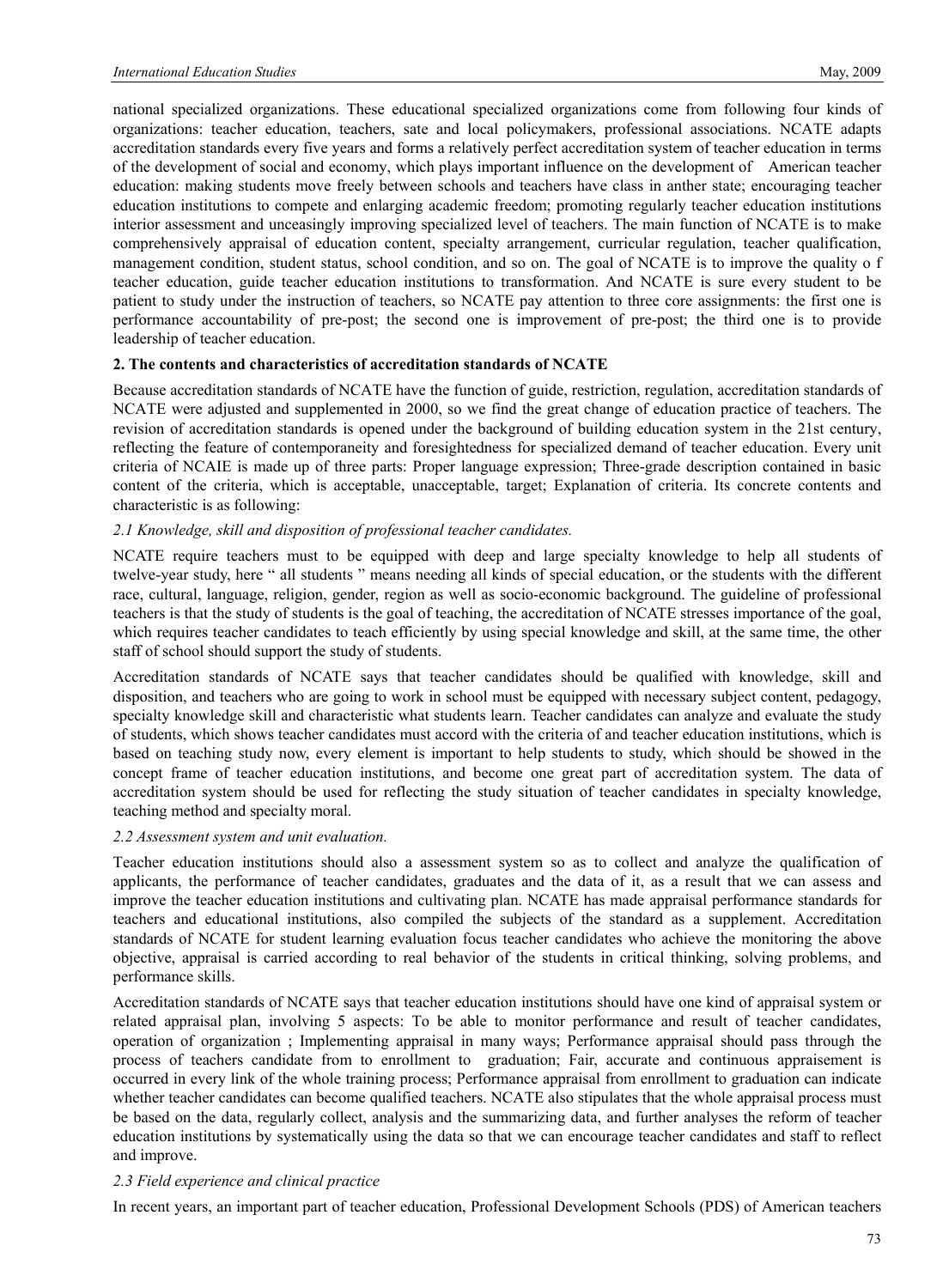national specialized organizations. These educational specialized organizations come from following four kinds of organizations: teacher education, teachers, sate and local policymakers, professional associations. NCATE adapts accreditation standards every five years and forms a relatively perfect accreditation system of teacher education in terms of the development of social and economy, which plays important influence on the development of American teacher education: making students move freely between schools and teachers have class in anther state; encouraging teacher education institutions to compete and enlarging academic freedom; promoting regularly teacher education institutions interior assessment and unceasingly improving specialized level of teachers. The main function of NCATE is to make comprehensively appraisal of education content, specialty arrangement, curricular regulation, teacher qualification, management condition, student status, school condition, and so on. The goal of NCATE is to improve the quality o f teacher education, guide teacher education institutions to transformation. And NCATE is sure every student to be patient to study under the instruction of teachers, so NCATE pay attention to three core assignments: the first one is performance accountability of pre-post; the second one is improvement of pre-post; the third one is to provide leadership of teacher education.

**2. The contents and characteristics of accreditation standards of NCATE**

Because accreditation standards of NCATE have the function of guide, restriction, regulation, accreditation standards of NCATE were adjusted and supplemented in 2000, so we find the great change of education practice of teachers. The revision of accreditation standards is opened under the background of building education system in the 21st century, reflecting the feature of contemporaneity and foresightedness for specialized demand of teacher education. Every unit criteria of NCAIE is made up of three parts: Proper language expression; Three-grade description contained in basic content of the criteria, which is acceptable, unacceptable, target; Explanation of criteria. Its concrete contents and characteristic is as following:

*2.1 Knowledge, skill and disposition of professional teacher candidates.*

NCATE require teachers must to be equipped with deep and large specialty knowledge to help all students of twelve-year study, here " all students " means needing all kinds of special education, or the students with the different race, cultural, language, religion, gender, region as well as socio-economic background. The guideline of professional teachers is that the study of students is the goal of teaching, the accreditation of NCATE stresses importance of the goal, which requires teacher candidates to teach efficiently by using special knowledge and skill, at the same time, the other staff of school should support the study of students.

Accreditation standards of NCATE says that teacher candidates should be qualified with knowledge, skill and disposition, and teachers who are going to work in school must be equipped with necessary subject content, pedagogy, specialty knowledge skill and characteristic what students learn. Teacher candidates can analyze and evaluate the study of students, which shows teacher candidates must accord with the criteria of and teacher education institutions, which is based on teaching study now, every element is important to help students to study, which should be showed in the concept frame of teacher education institutions, and become one great part of accreditation system. The data of accreditation system should be used for reflecting the study situation of teacher candidates in specialty knowledge, teaching method and specialty moral.

*2.2 Assessment system and unit evaluation.*

Teacher education institutions should also a assessment system so as to collect and analyze the qualification of applicants, the performance of teacher candidates, graduates and the data of it, as a result that we can assess and improve the teacher education institutions and cultivating plan. NCATE has made appraisal performance standards for teachers and educational institutions, also compiled the subjects of the standard as a supplement. Accreditation standards of NCATE for student learning evaluation focus teacher candidates who achieve the monitoring the above objective, appraisal is carried according to real behavior of the students in critical thinking, solving problems, and performance skills.

Accreditation standards of NCATE says that teacher education institutions should have one kind of appraisal system or related appraisal plan, involving 5 aspects: To be able to monitor performance and result of teacher candidates, operation of organization ; Implementing appraisal in many ways; Performance appraisal should pass through the process of teachers candidate from to enrollment to graduation; Fair, accurate and continuous appraisement is occurred in every link of the whole training process; Performance appraisal from enrollment to graduation can indicate whether teacher candidates can become qualified teachers. NCATE also stipulates that the whole appraisal process must be based on the data, regularly collect, analysis and the summarizing data, and further analyses the reform of teacher education institutions by systematically using the data so that we can encourage teacher candidates and staff to reflect and improve.

*2.3 Field experience and clinical practice*

In recent years, an important part of teacher education, Professional Development Schools (PDS) of American teachers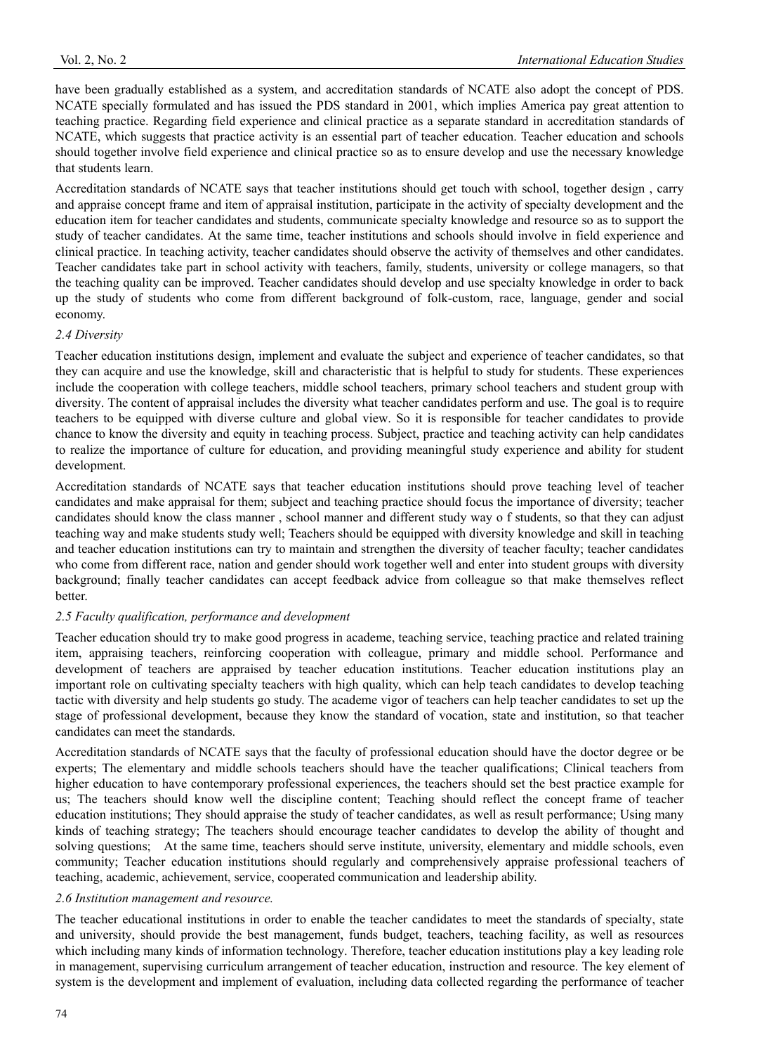have been gradually established as a system, and accreditation standards of NCATE also adopt the concept of PDS. NCATE specially formulated and has issued the PDS standard in 2001, which implies America pay great attention to teaching practice. Regarding field experience and clinical practice as a separate standard in accreditation standards of NCATE, which suggests that practice activity is an essential part of teacher education. Teacher education and schools should together involve field experience and clinical practice so as to ensure develop and use the necessary knowledge that students learn.

Accreditation standards of NCATE says that teacher institutions should get touch with school, together design , carry and appraise concept frame and item of appraisal institution, participate in the activity of specialty development and the education item for teacher candidates and students, communicate specialty knowledge and resource so as to support the study of teacher candidates. At the same time, teacher institutions and schools should involve in field experience and clinical practice. In teaching activity, teacher candidates should observe the activity of themselves and other candidates. Teacher candidates take part in school activity with teachers, family, students, university or college managers, so that the teaching quality can be improved. Teacher candidates should develop and use specialty knowledge in order to back up the study of students who come from different background of folk-custom, race, language, gender and social economy.

### *2.4 Diversity*

Teacher education institutions design, implement and evaluate the subject and experience of teacher candidates, so that they can acquire and use the knowledge, skill and characteristic that is helpful to study for students. These experiences include the cooperation with college teachers, middle school teachers, primary school teachers and student group with diversity. The content of appraisal includes the diversity what teacher candidates perform and use. The goal is to require teachers to be equipped with diverse culture and global view. So it is responsible for teacher candidates to provide chance to know the diversity and equity in teaching process. Subject, practice and teaching activity can help candidates to realize the importance of culture for education, and providing meaningful study experience and ability for student development.

Accreditation standards of NCATE says that teacher education institutions should prove teaching level of teacher candidates and make appraisal for them; subject and teaching practice should focus the importance of diversity; teacher candidates should know the class manner , school manner and different study way o f students, so that they can adjust teaching way and make students study well; Teachers should be equipped with diversity knowledge and skill in teaching and teacher education institutions can try to maintain and strengthen the diversity of teacher faculty; teacher candidates who come from different race, nation and gender should work together well and enter into student groups with diversity background; finally teacher candidates can accept feedback advice from colleague so that make themselves reflect better.

### *2.5 Faculty qualification, performance and development*

Teacher education should try to make good progress in academe, teaching service, teaching practice and related training item, appraising teachers, reinforcing cooperation with colleague, primary and middle school. Performance and development of teachers are appraised by teacher education institutions. Teacher education institutions play an important role on cultivating specialty teachers with high quality, which can help teach candidates to develop teaching tactic with diversity and help students go study. The academe vigor of teachers can help teacher candidates to set up the stage of professional development, because they know the standard of vocation, state and institution, so that teacher candidates can meet the standards.

Accreditation standards of NCATE says that the faculty of professional education should have the doctor degree or be experts; The elementary and middle schools teachers should have the teacher qualifications; Clinical teachers from higher education to have contemporary professional experiences, the teachers should set the best practice example for us; The teachers should know well the discipline content; Teaching should reflect the concept frame of teacher education institutions; They should appraise the study of teacher candidates, as well as result performance; Using many kinds of teaching strategy; The teachers should encourage teacher candidates to develop the ability of thought and solving questions; At the same time, teachers should serve institute, university, elementary and middle schools, even community; Teacher education institutions should regularly and comprehensively appraise professional teachers of teaching, academic, achievement, service, cooperated communication and leadership ability.

### *2.6 Institution management and resource.*

The teacher educational institutions in order to enable the teacher candidates to meet the standards of specialty, state and university, should provide the best management, funds budget, teachers, teaching facility, as well as resources which including many kinds of information technology. Therefore, teacher education institutions play a key leading role in management, supervising curriculum arrangement of teacher education, instruction and resource. The key element of system is the development and implement of evaluation, including data collected regarding the performance of teacher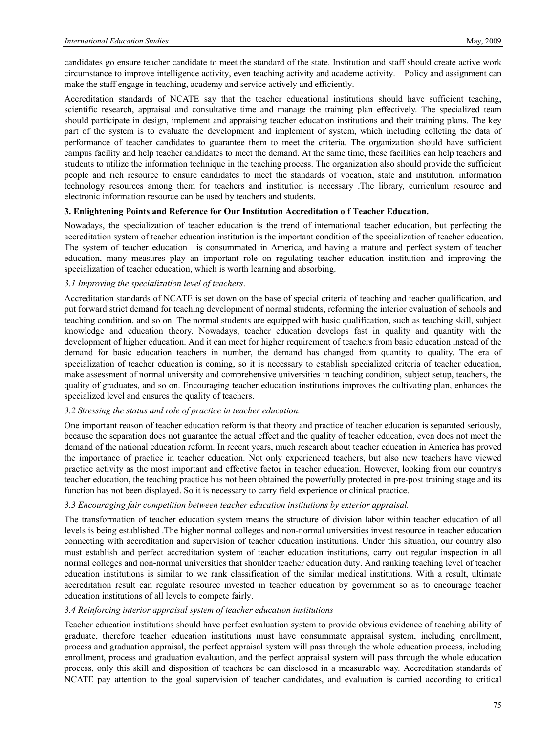candidates go ensure teacher candidate to meet the standard of the state. Institution and staff should create active work circumstance to improve intelligence activity, even teaching activity and academe activity. Policy and assignment can make the staff engage in teaching, academy and service actively and efficiently.

Accreditation standards of NCATE say that the teacher educational institutions should have sufficient teaching, scientific research, appraisal and consultative time and manage the training plan effectively. The specialized team should participate in design, implement and appraising teacher education institutions and their training plans. The key part of the system is to evaluate the development and implement of system, which including colleting the data of performance of teacher candidates to guarantee them to meet the criteria. The organization should have sufficient campus facility and help teacher candidates to meet the demand. At the same time, these facilities can help teachers and students to utilize the information technique in the teaching process. The organization also should provide the sufficient people and rich resource to ensure candidates to meet the standards of vocation, state and institution, information technology resources among them for teachers and institution is necessary .The library, curriculum resource and electronic information resource can be used by teachers and students.

## 3. Enlightening Points and Reference for Our Institution Accreditation o f Teacher Education.

Nowadays, the specialization of teacher education is the trend of international teacher education, but perfecting the accreditation system of teacher education institution is the important condition of the specialization of teacher education. The system of teacher education is consummated in America, and having a mature and perfect system of teacher education, many measures play an important role on regulating teacher education institution and improving the specialization of teacher education, which is worth learning and absorbing.

### *3.1 Improving the specialization level of teachers*.

Accreditation standards of NCATE is set down on the base of special criteria of teaching and teacher qualification, and put forward strict demand for teaching development of normal students, reforming the interior evaluation of schools and teaching condition, and so on. The normal students are equipped with basic qualification, such as teaching skill, subject knowledge and education theory. Nowadays, teacher education develops fast in quality and quantity with the development of higher education. And it can meet for higher requirement of teachers from basic education instead of the demand for basic education teachers in number, the demand has changed from quantity to quality. The era of specialization of teacher education is coming, so it is necessary to establish specialized criteria of teacher education, make assessment of normal university and comprehensive universities in teaching condition, subject setup, teachers, the quality of graduates, and so on. Encouraging teacher education institutions improves the cultivating plan, enhances the specialized level and ensures the quality of teachers.

### *3.2 Stressing the status and role of practice in teacher education.*

One important reason of teacher education reform is that theory and practice of teacher education is separated seriously, because the separation does not guarantee the actual effect and the quality of teacher education, even does not meet the demand of the national education reform. In recent years, much research about teacher education in America has proved the importance of practice in teacher education. Not only experienced teachers, but also new teachers have viewed practice activity as the most important and effective factor in teacher education. However, looking from our country's teacher education, the teaching practice has not been obtained the powerfully protected in pre-post training stage and its function has not been displayed. So it is necessary to carry field experience or clinical practice.

### *3.3 Encouraging fair competition between teacher education institutions by exterior appraisal.*

The transformation of teacher education system means the structure of division labor within teacher education of all levels is being established .The higher normal colleges and non-normal universities invest resource in teacher education connecting with accreditation and supervision of teacher education institutions. Under this situation, our country also must establish and perfect accreditation system of teacher education institutions, carry out regular inspection in all normal colleges and non-normal universities that shoulder teacher education duty. And ranking teaching level of teacher education institutions is similar to we rank classification of the similar medical institutions. With a result, ultimate accreditation result can regulate resource invested in teacher education by government so as to encourage teacher education institutions of all levels to compete fairly.

### *3.4 Reinforcing interior appraisal system of teacher education institutions*

Teacher education institutions should have perfect evaluation system to provide obvious evidence of teaching ability of graduate, therefore teacher education institutions must have consummate appraisal system, including enrollment, process and graduation appraisal, the perfect appraisal system will pass through the whole education process, including enrollment, process and graduation evaluation, and the perfect appraisal system will pass through the whole education process, only this skill and disposition of teachers be can disclosed in a measurable way. Accreditation standards of NCATE pay attention to the goal supervision of teacher candidates, and evaluation is carried according to critical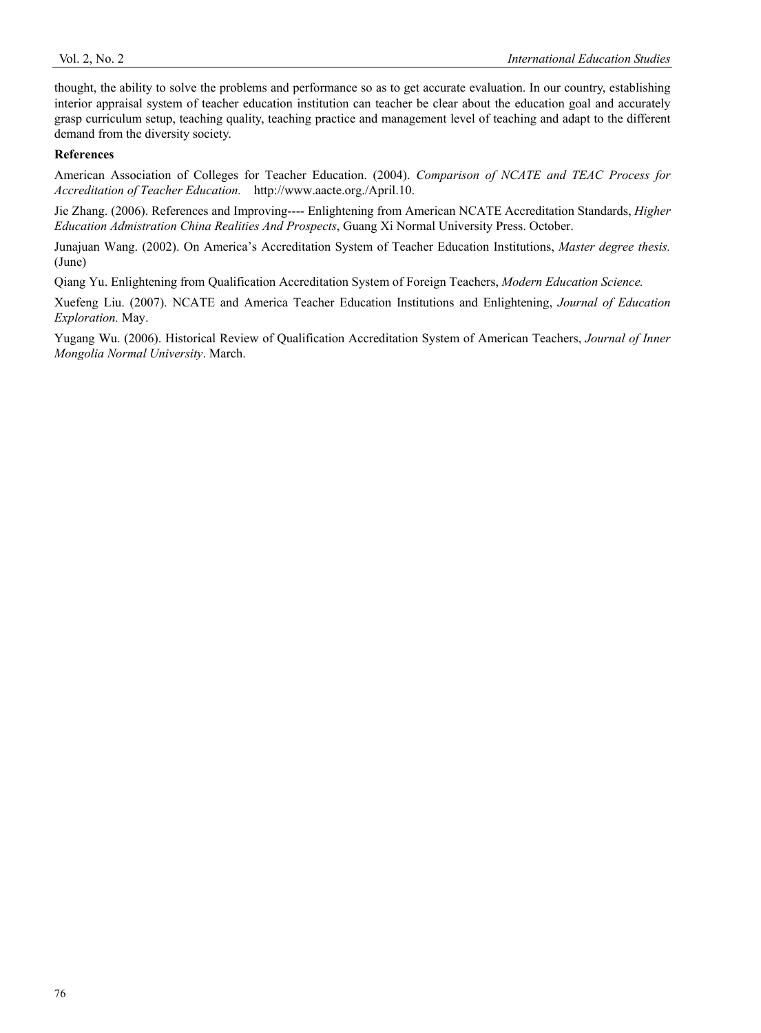thought, the ability to solve the problems and performance so as to get accurate evaluation. In our country, establishing interior appraisal system of teacher education institution can teacher be clear about the education goal and accurately grasp curriculum setup, teaching quality, teaching practice and management level of teaching and adapt to the different demand from the diversity society.

**References**

American Association of Colleges for Teacher Education. (2004). *Comparison of NCATE and TEAC Process for Accreditation of Teacher Education.* http://www.aacte.org./April.10.

Jie Zhang. (2006). References and Improving---- Enlightening from American NCATE Accreditation Standards, *Higher Education Admistration China Realities And Prospects*, Guang Xi Normal University Press. October.

Junajuan Wang. (2002). On America's Accreditation System of Teacher Education Institutions, *Master degree thesis.* (June)

Qiang Yu. Enlightening from Qualification Accreditation System of Foreign Teachers, *Modern Education Science.*

Xuefeng Liu. (2007). NCATE and America Teacher Education Institutions and Enlightening, *Journal of Education Exploration.* May.

Yugang Wu. (2006). Historical Review of Qualification Accreditation System of American Teachers, *Journal of Inner Mongolia Normal University*. March.